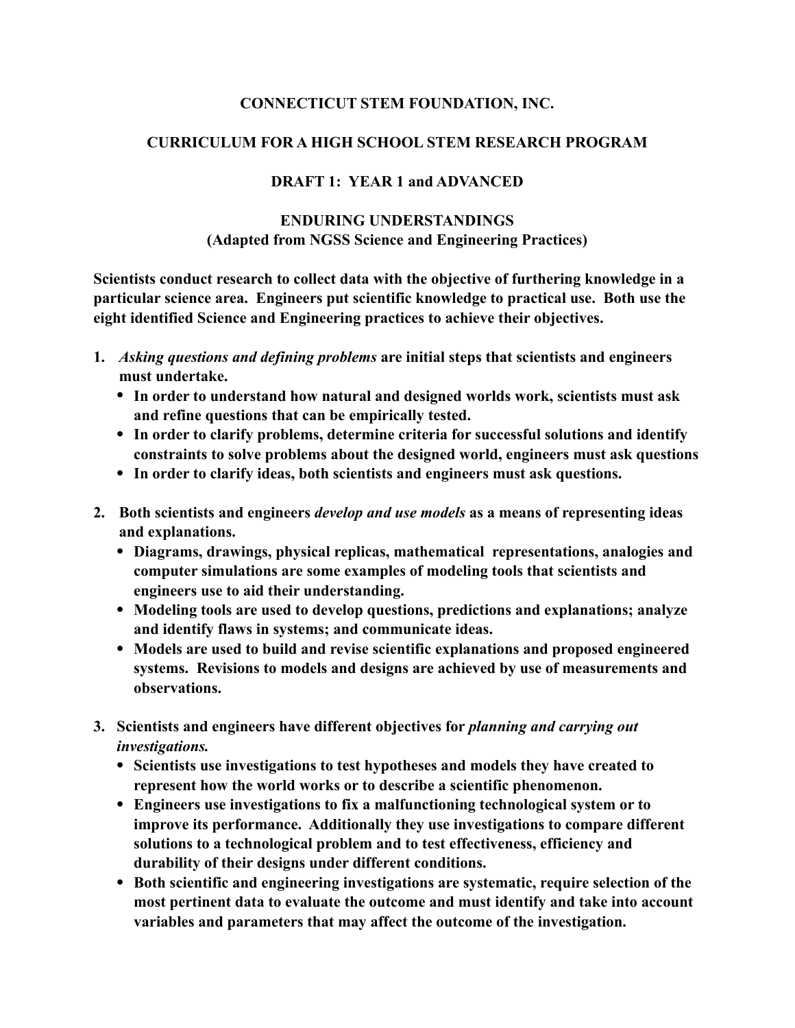# CONNECTICUT STEM FOUNDATION, INC.

## CURRICULUM FOR A HIGH SCHOOL STEM RESEARCH PROGRAM

## DRAFT 1: YEAR 1 and ADVANCED

## ENDURING UNDERSTANDINGS
**(Adapted from NGSS Science and Engineering Practices)**

**Scientists conduct research to collect data with the objective of furthering knowledge in a particular science area. Engineers put scientific knowledge to practical use. Both use the eight identified Science and Engineering practices to achieve their objectives.**

1. ***Asking questions and defining problems*** **are initial steps that scientists and engineers must undertake.**
   - **In order to understand how natural and designed worlds work, scientists must ask and refine questions that can be empirically tested.**
   - **In order to clarify problems, determine criteria for successful solutions and identify constraints to solve problems about the designed world, engineers must ask questions**
   - **In order to clarify ideas, both scientists and engineers must ask questions.**

2. **Both scientists and engineers** ***develop and use models*** **as a means of representing ideas and explanations.**
   - **Diagrams, drawings, physical replicas, mathematical representations, analogies and computer simulations are some examples of modeling tools that scientists and engineers use to aid their understanding.**
   - **Modeling tools are used to develop questions, predictions and explanations; analyze and identify flaws in systems; and communicate ideas.**
   - **Models are used to build and revise scientific explanations and proposed engineered systems. Revisions to models and designs are achieved by use of measurements and observations.**

3. **Scientists and engineers have different objectives for** ***planning and carrying out investigations.***
   - **Scientists use investigations to test hypotheses and models they have created to represent how the world works or to describe a scientific phenomenon.**
   - **Engineers use investigations to fix a malfunctioning technological system or to improve its performance. Additionally they use investigations to compare different solutions to a technological problem and to test effectiveness, efficiency and durability of their designs under different conditions.**
   - **Both scientific and engineering investigations are systematic, require selection of the most pertinent data to evaluate the outcome and must identify and take into account variables and parameters that may affect the outcome of the investigation.**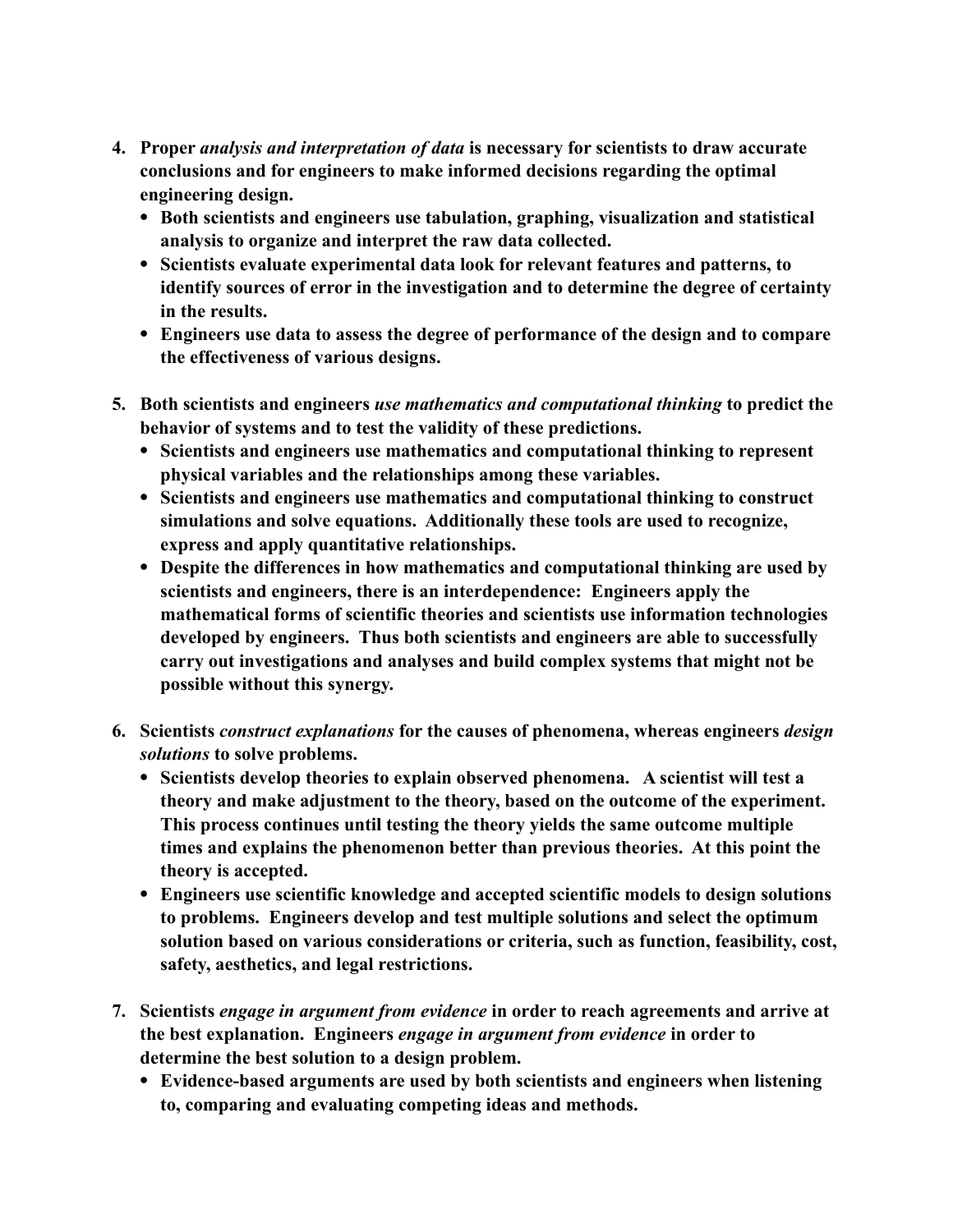4. **Proper *analysis and interpretation of data* is necessary for scientists to draw accurate conclusions and for engineers to make informed decisions regarding the optimal engineering design.**
   - **Both scientists and engineers use tabulation, graphing, visualization and statistical analysis to organize and interpret the raw data collected.**
   - **Scientists evaluate experimental data look for relevant features and patterns, to identify sources of error in the investigation and to determine the degree of certainty in the results.**
   - **Engineers use data to assess the degree of performance of the design and to compare the effectiveness of various designs.**

5. **Both scientists and engineers *use mathematics and computational thinking* to predict the behavior of systems and to test the validity of these predictions.**
   - **Scientists and engineers use mathematics and computational thinking to represent physical variables and the relationships among these variables.**
   - **Scientists and engineers use mathematics and computational thinking to construct simulations and solve equations. Additionally these tools are used to recognize, express and apply quantitative relationships.**
   - **Despite the differences in how mathematics and computational thinking are used by scientists and engineers, there is an interdependence: Engineers apply the mathematical forms of scientific theories and scientists use information technologies developed by engineers. Thus both scientists and engineers are able to successfully carry out investigations and analyses and build complex systems that might not be possible without this synergy.**

6. **Scientists *construct explanations* for the causes of phenomena, whereas engineers *design solutions* to solve problems.**
   - **Scientists develop theories to explain observed phenomena. A scientist will test a theory and make adjustment to the theory, based on the outcome of the experiment. This process continues until testing the theory yields the same outcome multiple times and explains the phenomenon better than previous theories. At this point the theory is accepted.**
   - **Engineers use scientific knowledge and accepted scientific models to design solutions to problems. Engineers develop and test multiple solutions and select the optimum solution based on various considerations or criteria, such as function, feasibility, cost, safety, aesthetics, and legal restrictions.**

7. **Scientists *engage in argument from evidence* in order to reach agreements and arrive at the best explanation. Engineers *engage in argument from evidence* in order to determine the best solution to a design problem.**
   - **Evidence-based arguments are used by both scientists and engineers when listening to, comparing and evaluating competing ideas and methods.**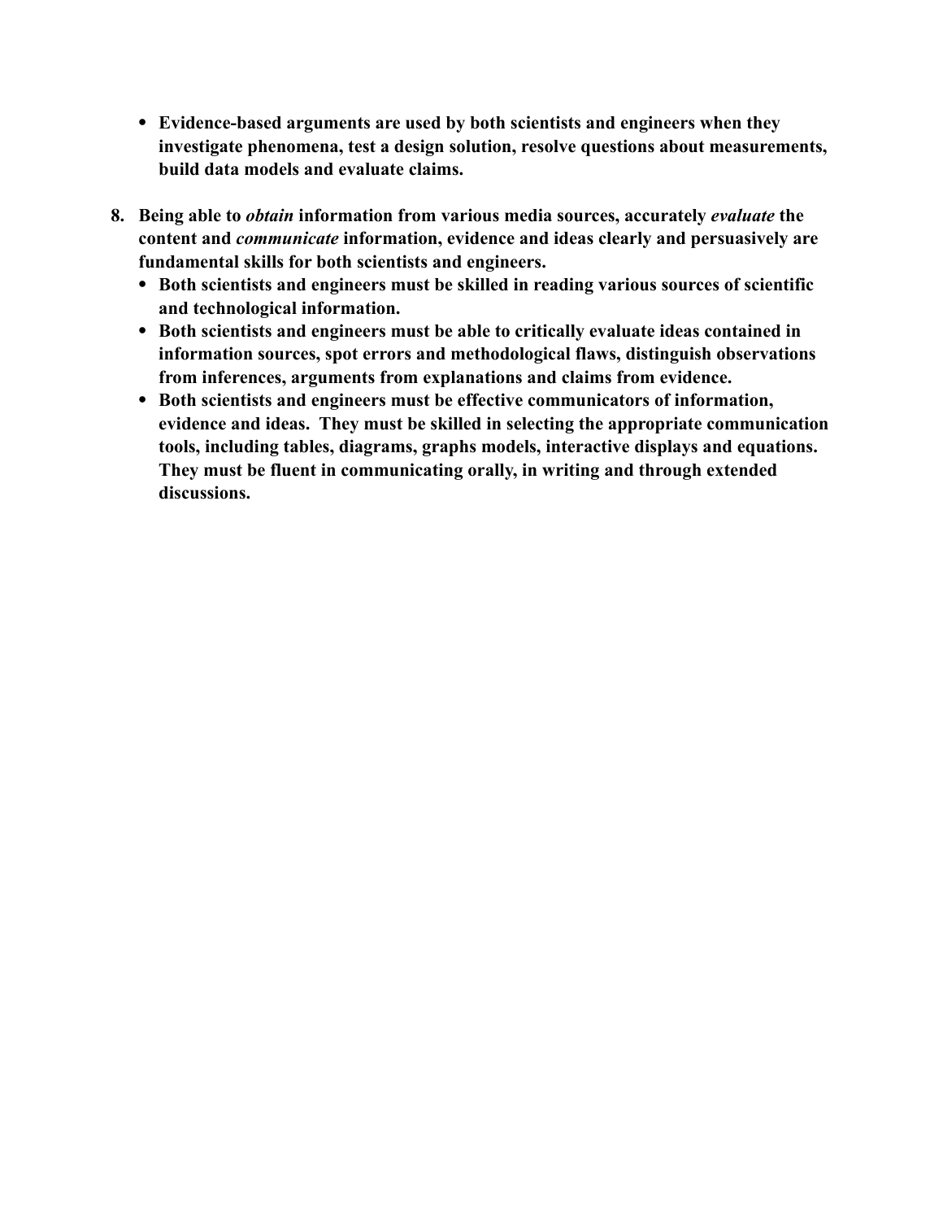- **Evidence-based arguments are used by both scientists and engineers when they investigate phenomena, test a design solution, resolve questions about measurements, build data models and evaluate claims.**

8. **Being able to *obtain* information from various media sources, accurately *evaluate* the content and *communicate* information, evidence and ideas clearly and persuasively are fundamental skills for both scientists and engineers.**
   - **Both scientists and engineers must be skilled in reading various sources of scientific and technological information.**
   - **Both scientists and engineers must be able to critically evaluate ideas contained in information sources, spot errors and methodological flaws, distinguish observations from inferences, arguments from explanations and claims from evidence.**
   - **Both scientists and engineers must be effective communicators of information, evidence and ideas. They must be skilled in selecting the appropriate communication tools, including tables, diagrams, graphs models, interactive displays and equations. They must be fluent in communicating orally, in writing and through extended discussions.**